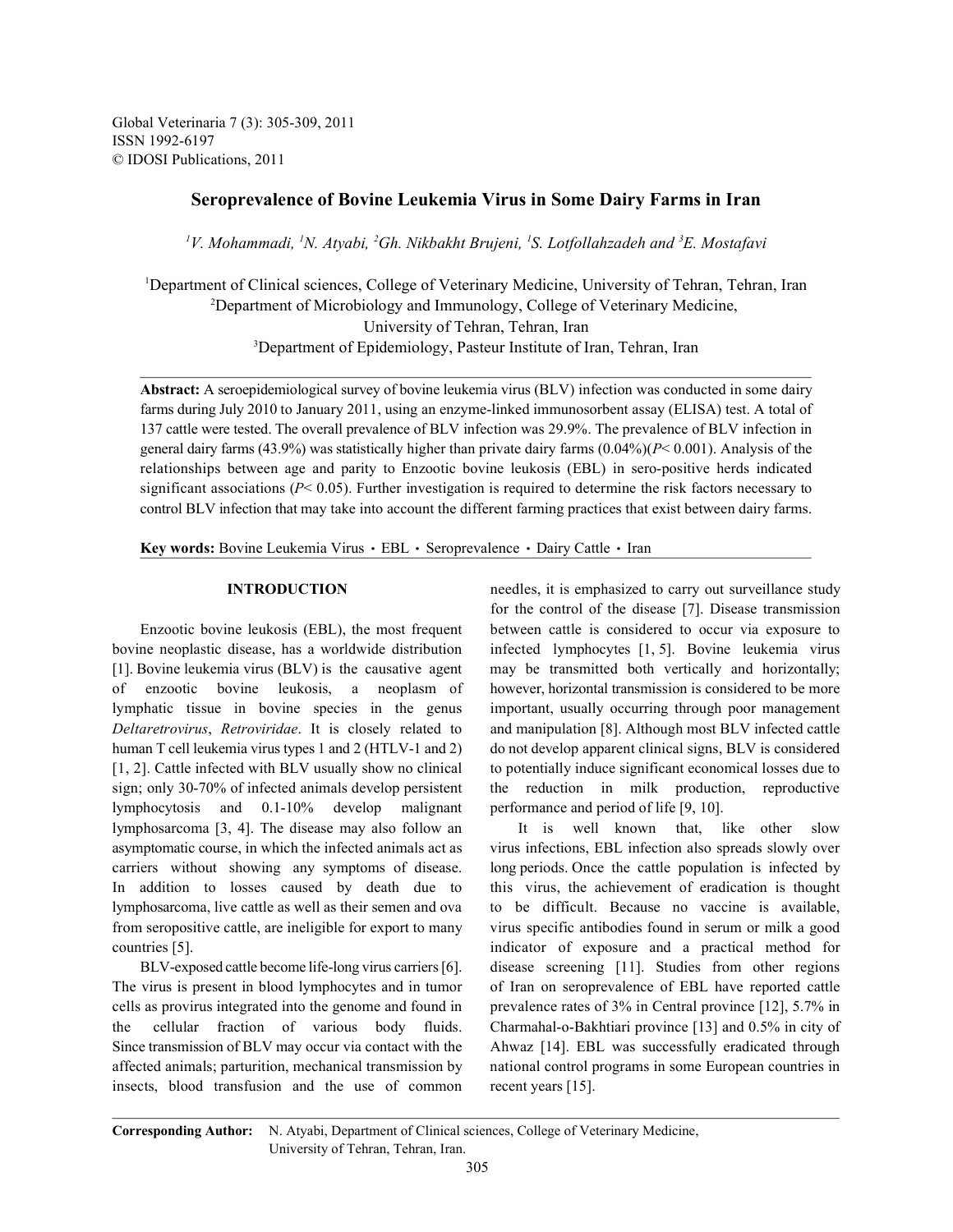# Seroprevalence of Bovine Leukemia Virus in Some Dairy Farms in Iran

[1]V. Mohammadi, [1]N. Atyabi, [2]Gh. Nikbakht Brujeni, [1]S. Lotfollahzadeh and [3]E. Mostafavi

[1]Department of Clinical sciences, College of Veterinary Medicine, University of Tehran, Tehran, Iran
[2]Department of Microbiology and Immunology, College of Veterinary Medicine, University of Tehran, Tehran, Iran
[3]Department of Epidemiology, Pasteur Institute of Iran, Tehran, Iran

**Abstract:** A seroepidemiological survey of bovine leukemia virus (BLV) infection was conducted in some dairy farms during July 2010 to January 2011, using an enzyme-linked immunosorbent assay (ELISA) test. A total of 137 cattle were tested. The overall prevalence of BLV infection was 29.9%. The prevalence of BLV infection in general dairy farms (43.9%) was statistically higher than private dairy farms (0.04%)($P < 0.001$). Analysis of the relationships between age and parity to Enzootic bovine leukosis (EBL) in sero-positive herds indicated significant associations ($P < 0.05$). Further investigation is required to determine the risk factors necessary to control BLV infection that may take into account the different farming practices that exist between dairy farms.

**Key words:** Bovine Leukemia Virus · EBL · Seroprevalence · Dairy Cattle · Iran

## INTRODUCTION

Enzootic bovine leukosis (EBL), the most frequent bovine neoplastic disease, has a worldwide distribution [1]. Bovine leukemia virus (BLV) is the causative agent of enzootic bovine leukosis, a neoplasm of lymphatic tissue in bovine species in the genus *Deltaretrovirus*, *Retroviridae*. It is closely related to human T cell leukemia virus types 1 and 2 (HTLV-1 and 2) [1, 2]. Cattle infected with BLV usually show no clinical sign; only 30-70% of infected animals develop persistent lymphocytosis and 0.1-10% develop malignant lymphosarcoma [3, 4]. The disease may also follow an asymptomatic course, in which the infected animals act as carriers without showing any symptoms of disease. In addition to losses caused by death due to lymphosarcoma, live cattle as well as their semen and ova from seropositive cattle, are ineligible for export to many countries [5].

BLV-exposed cattle become life-long virus carriers [6]. The virus is present in blood lymphocytes and in tumor cells as provirus integrated into the genome and found in the cellular fraction of various body fluids. Since transmission of BLV may occur via contact with the affected animals; parturition, mechanical transmission by insects, blood transfusion and the use of common needles, it is emphasized to carry out surveillance study for the control of the disease [7]. Disease transmission between cattle is considered to occur via exposure to infected lymphocytes [1, 5]. Bovine leukemia virus may be transmitted both vertically and horizontally; however, horizontal transmission is considered to be more important, usually occurring through poor management and manipulation [8]. Although most BLV infected cattle do not develop apparent clinical signs, BLV is considered to potentially induce significant economical losses due to the reduction in milk production, reproductive performance and period of life [9, 10].

It is well known that, like other slow virus infections, EBL infection also spreads slowly over long periods. Once the cattle population is infected by this virus, the achievement of eradication is thought to be difficult. Because no vaccine is available, virus specific antibodies found in serum or milk a good indicator of exposure and a practical method for disease screening [11]. Studies from other regions of Iran on seroprevalence of EBL have reported cattle prevalence rates of 3% in Central province [12], 5.7% in Charmahal-o-Bakhtiari province [13] and 0.5% in city of Ahwaz [14]. EBL was successfully eradicated through national control programs in some European countries in recent years [15].

**Corresponding Author:** N. Atyabi, Department of Clinical sciences, College of Veterinary Medicine, University of Tehran, Tehran, Iran.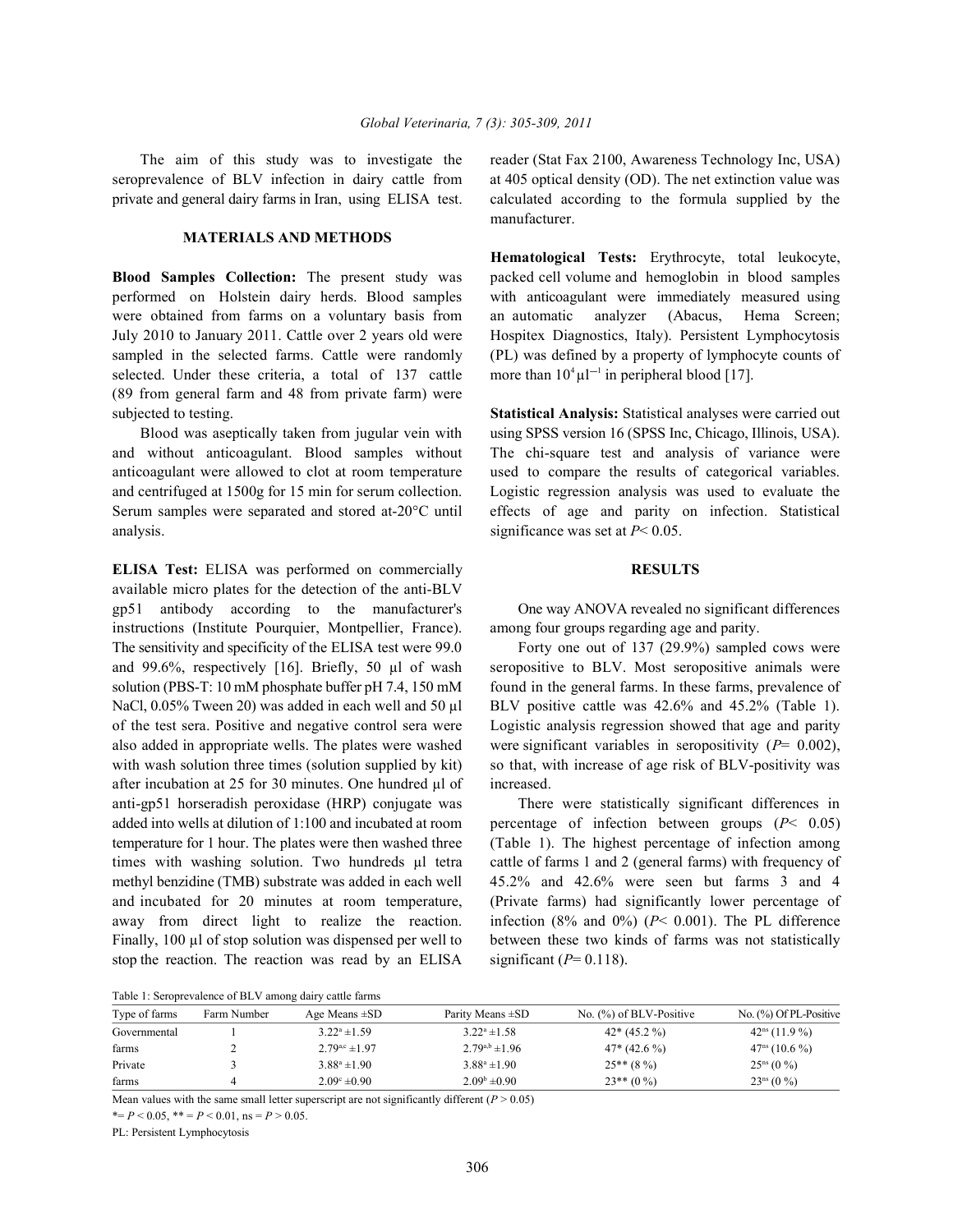The aim of this study was to investigate the seroprevalence of BLV infection in dairy cattle from private and general dairy farms in Iran, using ELISA test.

## MATERIALS AND METHODS

**Blood Samples Collection:** The present study was performed on Holstein dairy herds. Blood samples were obtained from farms on a voluntary basis from July 2010 to January 2011. Cattle over 2 years old were sampled in the selected farms. Cattle were randomly selected. Under these criteria, a total of 137 cattle (89 from general farm and 48 from private farm) were subjected to testing.

Blood was aseptically taken from jugular vein with and without anticoagulant. Blood samples without anticoagulant were allowed to clot at room temperature and centrifuged at 1500g for 15 min for serum collection. Serum samples were separated and stored at-20°C until analysis.

**ELISA Test:** ELISA was performed on commercially available micro plates for the detection of the anti-BLV gp51 antibody according to the manufacturer's instructions (Institute Pourquier, Montpellier, France). The sensitivity and specificity of the ELISA test were 99.0 and 99.6%, respectively [16]. Briefly, 50 µl of wash solution (PBS-T: 10 mM phosphate buffer pH 7.4, 150 mM NaCl, 0.05% Tween 20) was added in each well and 50 µl of the test sera. Positive and negative control sera were also added in appropriate wells. The plates were washed with wash solution three times (solution supplied by kit) after incubation at 25 for 30 minutes. One hundred µl of anti-gp51 horseradish peroxidase (HRP) conjugate was added into wells at dilution of 1:100 and incubated at room temperature for 1 hour. The plates were then washed three times with washing solution. Two hundreds µl tetra methyl benzidine (TMB) substrate was added in each well and incubated for 20 minutes at room temperature, away from direct light to realize the reaction. Finally, 100 µl of stop solution was dispensed per well to stop the reaction. The reaction was read by an ELISA reader (Stat Fax 2100, Awareness Technology Inc, USA) at 405 optical density (OD). The net extinction value was calculated according to the formula supplied by the manufacturer.

**Hematological Tests:** Erythrocyte, total leukocyte, packed cell volume and hemoglobin in blood samples with anticoagulant were immediately measured using an automatic analyzer (Abacus, Hema Screen; Hospitex Diagnostics, Italy). Persistent Lymphocytosis (PL) was defined by a property of lymphocyte counts of more than $10^4 \mu l^{-1}$ in peripheral blood [17].

**Statistical Analysis:** Statistical analyses were carried out using SPSS version 16 (SPSS Inc, Chicago, Illinois, USA). The chi-square test and analysis of variance were used to compare the results of categorical variables. Logistic regression analysis was used to evaluate the effects of age and parity on infection. Statistical significance was set at $P < 0.05$.

## RESULTS

One way ANOVA revealed no significant differences among four groups regarding age and parity.

Forty one out of 137 (29.9%) sampled cows were seropositive to BLV. Most seropositive animals were found in the general farms. In these farms, prevalence of BLV positive cattle was 42.6% and 45.2% (Table 1). Logistic analysis regression showed that age and parity were significant variables in seropositivity ($P = 0.002$), so that, with increase of age risk of BLV-positivity was increased.

There were statistically significant differences in percentage of infection between groups ($P < 0.05$) (Table 1). The highest percentage of infection among cattle of farms 1 and 2 (general farms) with frequency of 45.2% and 42.6% were seen but farms 3 and 4 (Private farms) had significantly lower percentage of infection (8% and 0%) ($P < 0.001$). The PL difference between these two kinds of farms was not statistically significant ($P = 0.118$).

Table 1: Seroprevalence of BLV among dairy cattle farms

| Type of farms | Farm Number | Age Means ±SD | Parity Means ±SD | No. (%) of BLV-Positive | No. (%) Of PL-Positive |
|---|---|---|---|---|---|
| Governmental farms | 1 | $3.22^{a} \pm 1.59$ | $3.22^{a} \pm 1.58$ | 42* (45.2 %) | $42^{ns}$ (11.9 %) |
| | 2 | $2.79^{a,c} \pm 1.97$ | $2.79^{a,b} \pm 1.96$ | 47* (42.6 %) | $47^{ns}$ (10.6 %) |
| Private farms | 3 | $3.88^{a} \pm 1.90$ | $3.88^{a} \pm 1.90$ | 25** (8 %) | $25^{ns}$ (0 %) |
| | 4 | $2.09^{c} \pm 0.90$ | $2.09^{b} \pm 0.90$ | 23** (0 %) | $23^{ns}$ (0 %) |

Mean values with the same small letter superscript are not significantly different ($P > 0.05$)

*= $P < 0.05$, ** = $P < 0.01$, ns = $P > 0.05$.

PL: Persistent Lymphocytosis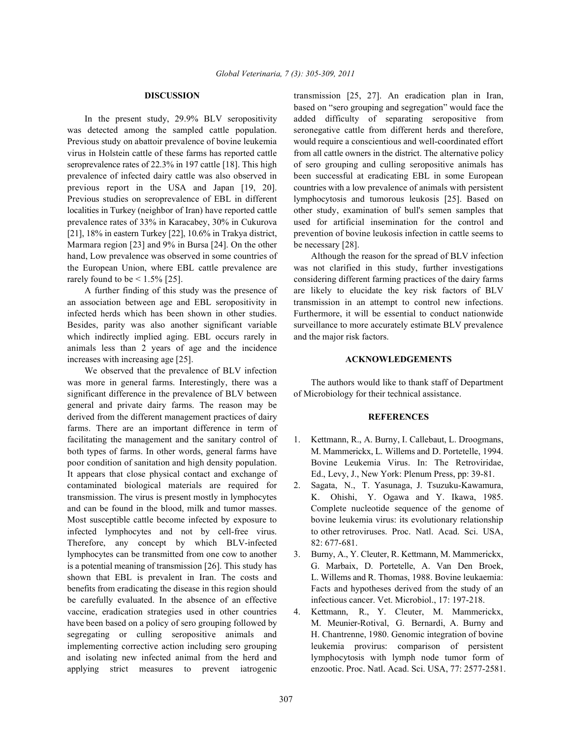## DISCUSSION

In the present study, 29.9% BLV seropositivity was detected among the sampled cattle population. Previous study on abattoir prevalence of bovine leukemia virus in Holstein cattle of these farms has reported cattle seroprevalence rates of 22.3% in 197 cattle [18]. This high prevalence of infected dairy cattle was also observed in previous report in the USA and Japan [19, 20]. Previous studies on seroprevalence of EBL in different localities in Turkey (neighbor of Iran) have reported cattle prevalence rates of 33% in Karacabey, 30% in Cukurova [21], 18% in eastern Turkey [22], 10.6% in Trakya district, Marmara region [23] and 9% in Bursa [24]. On the other hand, Low prevalence was observed in some countries of the European Union, where EBL cattle prevalence are rarely found to be < 1.5% [25].

A further finding of this study was the presence of an association between age and EBL seropositivity in infected herds which has been shown in other studies. Besides, parity was also another significant variable which indirectly implied aging. EBL occurs rarely in animals less than 2 years of age and the incidence increases with increasing age [25].

We observed that the prevalence of BLV infection was more in general farms. Interestingly, there was a significant difference in the prevalence of BLV between general and private dairy farms. The reason may be derived from the different management practices of dairy farms. There are an important difference in term of facilitating the management and the sanitary control of both types of farms. In other words, general farms have poor condition of sanitation and high density population. It appears that close physical contact and exchange of contaminated biological materials are required for transmission. The virus is present mostly in lymphocytes and can be found in the blood, milk and tumor masses. Most susceptible cattle become infected by exposure to infected lymphocytes and not by cell-free virus. Therefore, any concept by which BLV-infected lymphocytes can be transmitted from one cow to another is a potential meaning of transmission [26]. This study has shown that EBL is prevalent in Iran. The costs and benefits from eradicating the disease in this region should be carefully evaluated. In the absence of an effective vaccine, eradication strategies used in other countries have been based on a policy of sero grouping followed by segregating or culling seropositive animals and implementing corrective action including sero grouping and isolating new infected animal from the herd and applying strict measures to prevent iatrogenic transmission [25, 27]. An eradication plan in Iran, based on "sero grouping and segregation" would face the added difficulty of separating seropositive from seronegative cattle from different herds and therefore, would require a conscientious and well-coordinated effort from all cattle owners in the district. The alternative policy of sero grouping and culling seropositive animals has been successful at eradicating EBL in some European countries with a low prevalence of animals with persistent lymphocytosis and tumorous leukosis [25]. Based on other study, examination of bull's semen samples that used for artificial insemination for the control and prevention of bovine leukosis infection in cattle seems to be necessary [28].

Although the reason for the spread of BLV infection was not clarified in this study, further investigations considering different farming practices of the dairy farms are likely to elucidate the key risk factors of BLV transmission in an attempt to control new infections. Furthermore, it will be essential to conduct nationwide surveillance to more accurately estimate BLV prevalence and the major risk factors.

## ACKNOWLEDGEMENTS

The authors would like to thank staff of Department of Microbiology for their technical assistance.

## REFERENCES

1. Kettmann, R., A. Burny, I. Callebaut, L. Droogmans, M. Mammerickx, L. Willems and D. Portetelle, 1994. Bovine Leukemia Virus. In: The Retroviridae, Ed., Levy, J., New York: Plenum Press, pp: 39-81.
2. Sagata, N., T. Yasunaga, J. Tsuzuku-Kawamura, K. Ohishi, Y. Ogawa and Y. Ikawa, 1985. Complete nucleotide sequence of the genome of bovine leukemia virus: its evolutionary relationship to other retroviruses. Proc. Natl. Acad. Sci. USA, 82: 677-681.
3. Burny, A., Y. Cleuter, R. Kettmann, M. Mammerickx, G. Marbaix, D. Portetelle, A. Van Den Broek, L. Willems and R. Thomas, 1988. Bovine leukaemia: Facts and hypotheses derived from the study of an infectious cancer. Vet. Microbiol., 17: 197-218.
4. Kettmann, R., Y. Cleuter, M. Mammerickx, M. Meunier-Rotival, G. Bernardi, A. Burny and H. Chantrenne, 1980. Genomic integration of bovine leukemia provirus: comparison of persistent lymphocytosis with lymph node tumor form of enzootic. Proc. Natl. Acad. Sci. USA, 77: 2577-2581.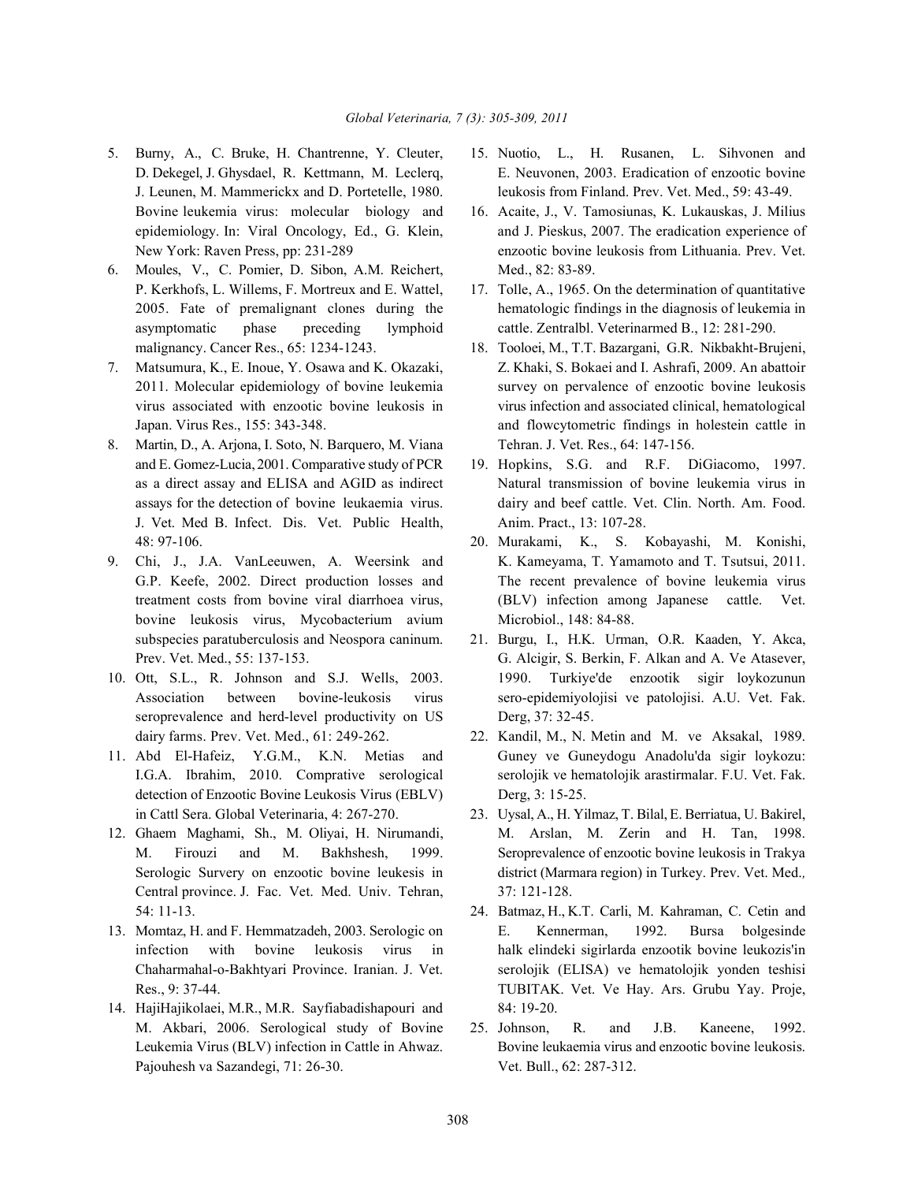5. Burny, A., C. Bruke, H. Chantrenne, Y. Cleuter, D. Dekegel, J. Ghysdael, R. Kettmann, M. Leclerq, J. Leunen, M. Mammerickx and D. Portetelle, 1980. Bovine leukemia virus: molecular biology and epidemiology. In: Viral Oncology, Ed., G. Klein, New York: Raven Press, pp: 231-289
6. Moules, V., C. Pomier, D. Sibon, A.M. Reichert, P. Kerkhofs, L. Willems, F. Mortreux and E. Wattel, 2005. Fate of premalignant clones during the asymptomatic phase preceding lymphoid malignancy. Cancer Res., 65: 1234-1243.
7. Matsumura, K., E. Inoue, Y. Osawa and K. Okazaki, 2011. Molecular epidemiology of bovine leukemia virus associated with enzootic bovine leukosis in Japan. Virus Res., 155: 343-348.
8. Martin, D., A. Arjona, I. Soto, N. Barquero, M. Viana and E. Gomez-Lucia, 2001. Comparative study of PCR as a direct assay and ELISA and AGID as indirect assays for the detection of bovine leukaemia virus. J. Vet. Med B. Infect. Dis. Vet. Public Health, 48: 97-106.
9. Chi, J., J.A. VanLeeuwen, A. Weersink and G.P. Keefe, 2002. Direct production losses and treatment costs from bovine viral diarrhoea virus, bovine leukosis virus, Mycobacterium avium subspecies paratuberculosis and Neospora caninum. Prev. Vet. Med., 55: 137-153.
10. Ott, S.L., R. Johnson and S.J. Wells, 2003. Association between bovine-leukosis virus seroprevalence and herd-level productivity on US dairy farms. Prev. Vet. Med., 61: 249-262.
11. Abd El-Hafeiz, Y.G.M., K.N. Metias and I.G.A. Ibrahim, 2010. Comprative serological detection of Enzootic Bovine Leukosis Virus (EBLV) in Cattl Sera. Global Veterinaria, 4: 267-270.
12. Ghaem Maghami, Sh., M. Oliyai, H. Nirumandi, M. Firouzi and M. Bakhshesh, 1999. Serologic Survery on enzootic bovine leukesis in Central province. J. Fac. Vet. Med. Univ. Tehran, 54: 11-13.
13. Momtaz, H. and F. Hemmatzadeh, 2003. Serologic on infection with bovine leukosis virus in Chaharmahal-o-Bakhtyari Province. Iranian. J. Vet. Res., 9: 37-44.
14. HajiHajikolaei, M.R., M.R. Sayfiabadishapouri and M. Akbari, 2006. Serological study of Bovine Leukemia Virus (BLV) infection in Cattle in Ahwaz. Pajouhesh va Sazandegi, 71: 26-30.
15. Nuotio, L., H. Rusanen, L. Sihvonen and E. Neuvonen, 2003. Eradication of enzootic bovine leukosis from Finland. Prev. Vet. Med., 59: 43-49.
16. Acaite, J., V. Tamosiunas, K. Lukauskas, J. Milius and J. Pieskus, 2007. The eradication experience of enzootic bovine leukosis from Lithuania. Prev. Vet. Med., 82: 83-89.
17. Tolle, A., 1965. On the determination of quantitative hematologic findings in the diagnosis of leukemia in cattle. Zentralbl. Veterinarmed B., 12: 281-290.
18. Tooloei, M., T.T. Bazargani, G.R. Nikbakht-Brujeni, Z. Khaki, S. Bokaei and I. Ashrafi, 2009. An abattoir survey on pervalence of enzootic bovine leukosis virus infection and associated clinical, hematological and flowcytometric findings in holestein cattle in Tehran. J. Vet. Res., 64: 147-156.
19. Hopkins, S.G. and R.F. DiGiacomo, 1997. Natural transmission of bovine leukemia virus in dairy and beef cattle. Vet. Clin. North. Am. Food. Anim. Pract., 13: 107-28.
20. Murakami, K., S. Kobayashi, M. Konishi, K. Kameyama, T. Yamamoto and T. Tsutsui, 2011. The recent prevalence of bovine leukemia virus (BLV) infection among Japanese cattle. Vet. Microbiol., 148: 84-88.
21. Burgu, I., H.K. Urman, O.R. Kaaden, Y. Akca, G. Alcigir, S. Berkin, F. Alkan and A. Ve Atasever, 1990. Turkiye'de enzootik sigir loykozunun sero-epidemiyolojisi ve patolojisi. A.U. Vet. Fak. Derg, 37: 32-45.
22. Kandil, M., N. Metin and M. ve Aksakal, 1989. Guney ve Guneydogu Anadolu'da sigir loykozu: serolojik ve hematolojik arastirmalar. F.U. Vet. Fak. Derg, 3: 15-25.
23. Uysal, A., H. Yilmaz, T. Bilal, E. Berriatua, U. Bakirel, M. Arslan, M. Zerin and H. Tan, 1998. Seroprevalence of enzootic bovine leukosis in Trakya district (Marmara region) in Turkey. Prev. Vet. Med., 37: 121-128.
24. Batmaz, H., K.T. Carli, M. Kahraman, C. Cetin and E. Kennerman, 1992. Bursa bolgesinde halk elindeki sigirlarda enzootik bovine leukozis'in serolojik (ELISA) ve hematolojik yonden teshisi TUBITAK. Vet. Ve Hay. Ars. Grubu Yay. Proje, 84: 19-20.
25. Johnson, R. and J.B. Kaneene, 1992. Bovine leukaemia virus and enzootic bovine leukosis. Vet. Bull., 62: 287-312.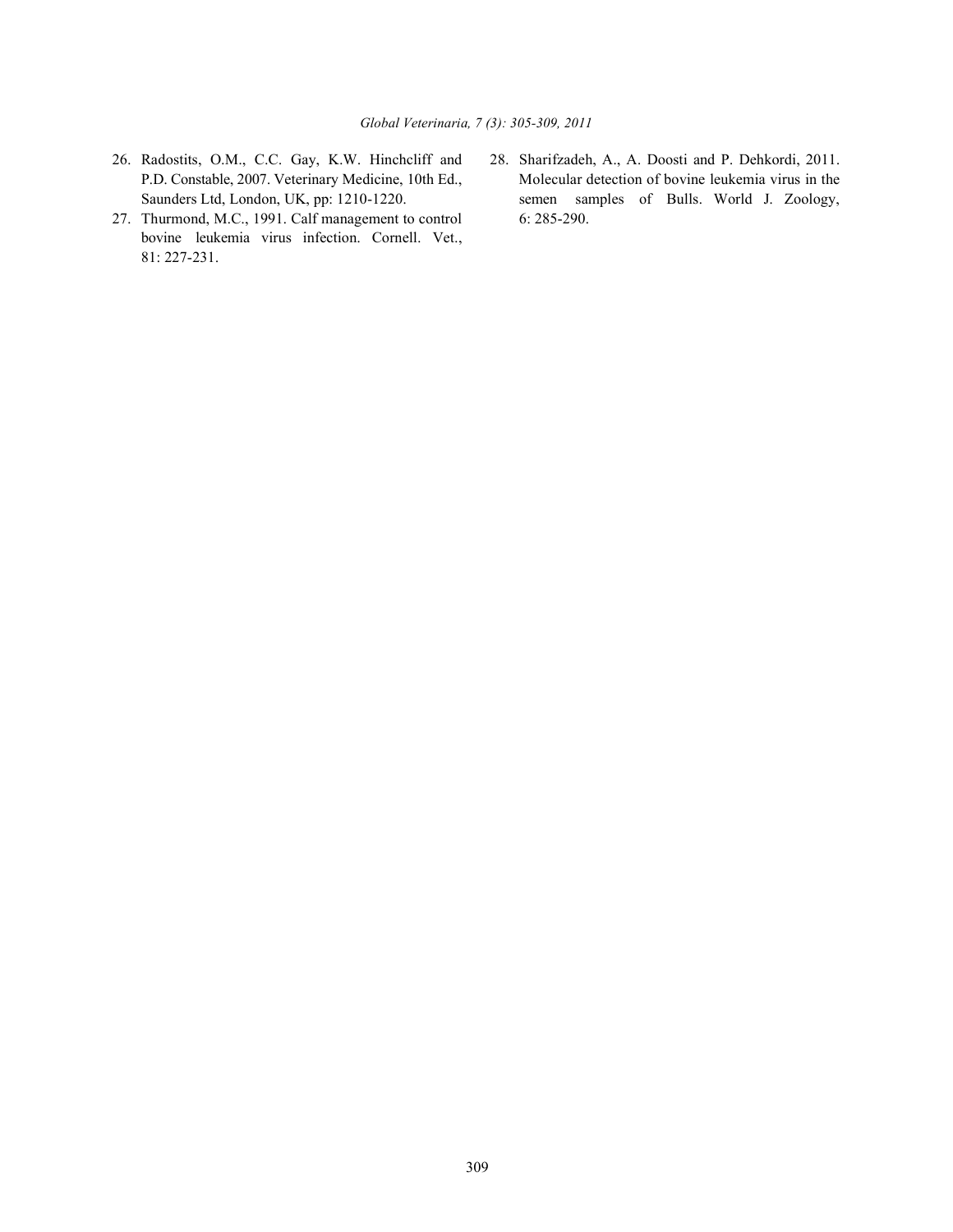26. Radostits, O.M., C.C. Gay, K.W. Hinchcliff and P.D. Constable, 2007. Veterinary Medicine, 10th Ed., Saunders Ltd, London, UK, pp: 1210-1220.
27. Thurmond, M.C., 1991. Calf management to control bovine leukemia virus infection. Cornell. Vet., 81: 227-231.
28. Sharifzadeh, A., A. Doosti and P. Dehkordi, 2011. Molecular detection of bovine leukemia virus in the semen samples of Bulls. World J. Zoology, 6: 285-290.